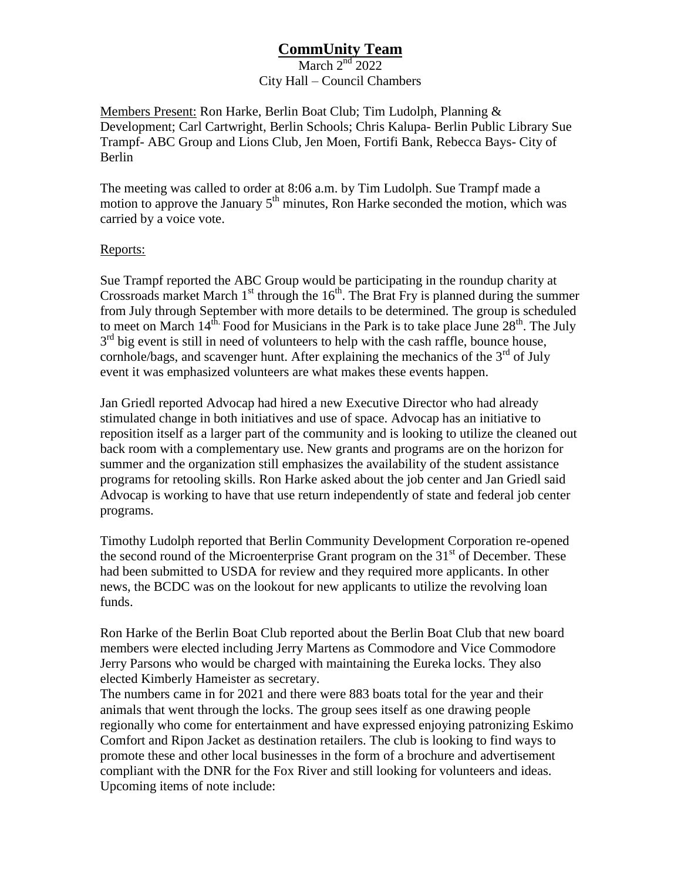# CommUnity Team

March 2nd 2022
City Hall – Council Chambers

Members Present: Ron Harke, Berlin Boat Club; Tim Ludolph, Planning & Development; Carl Cartwright, Berlin Schools; Chris Kalupa- Berlin Public Library Sue Trampf- ABC Group and Lions Club, Jen Moen, Fortifi Bank, Rebecca Bays- City of Berlin

The meeting was called to order at 8:06 a.m. by Tim Ludolph. Sue Trampf made a motion to approve the January 5th minutes, Ron Harke seconded the motion, which was carried by a voice vote.

Reports:

Sue Trampf reported the ABC Group would be participating in the roundup charity at Crossroads market March 1st through the 16th. The Brat Fry is planned during the summer from July through September with more details to be determined. The group is scheduled to meet on March 14th. Food for Musicians in the Park is to take place June 28th. The July 3rd big event is still in need of volunteers to help with the cash raffle, bounce house, cornhole/bags, and scavenger hunt. After explaining the mechanics of the 3rd of July event it was emphasized volunteers are what makes these events happen.

Jan Griedl reported Advocap had hired a new Executive Director who had already stimulated change in both initiatives and use of space. Advocap has an initiative to reposition itself as a larger part of the community and is looking to utilize the cleaned out back room with a complementary use. New grants and programs are on the horizon for summer and the organization still emphasizes the availability of the student assistance programs for retooling skills. Ron Harke asked about the job center and Jan Griedl said Advocap is working to have that use return independently of state and federal job center programs.

Timothy Ludolph reported that Berlin Community Development Corporation re-opened the second round of the Microenterprise Grant program on the 31st of December. These had been submitted to USDA for review and they required more applicants. In other news, the BCDC was on the lookout for new applicants to utilize the revolving loan funds.

Ron Harke of the Berlin Boat Club reported about the Berlin Boat Club that new board members were elected including Jerry Martens as Commodore and Vice Commodore Jerry Parsons who would be charged with maintaining the Eureka locks. They also elected Kimberly Hameister as secretary.
The numbers came in for 2021 and there were 883 boats total for the year and their animals that went through the locks. The group sees itself as one drawing people regionally who come for entertainment and have expressed enjoying patronizing Eskimo Comfort and Ripon Jacket as destination retailers. The club is looking to find ways to promote these and other local businesses in the form of a brochure and advertisement compliant with the DNR for the Fox River and still looking for volunteers and ideas. Upcoming items of note include: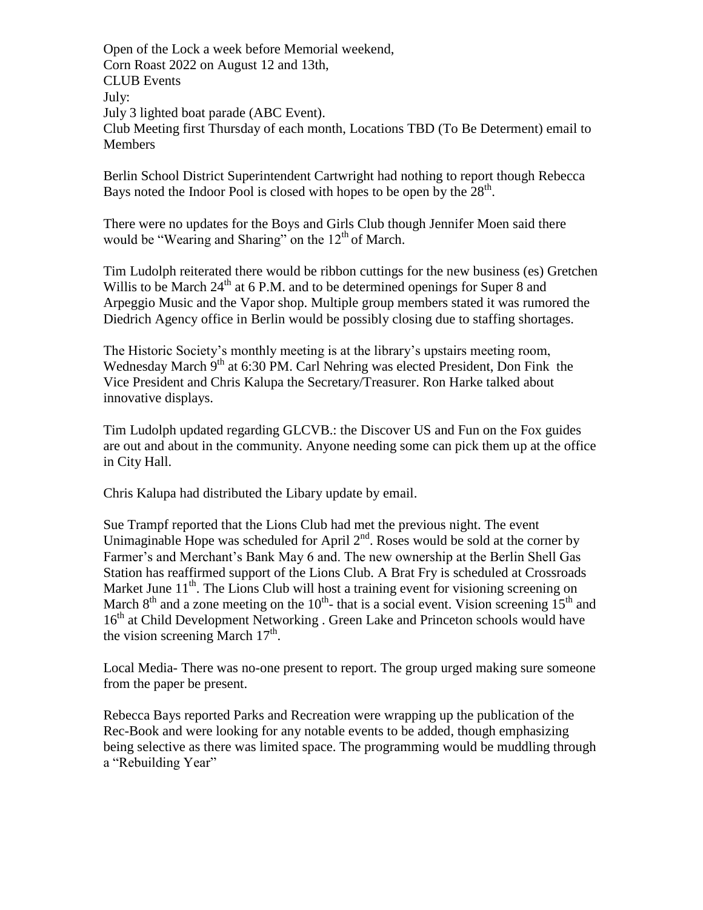Open of the Lock a week before Memorial weekend,
Corn Roast 2022 on August 12 and 13th,
CLUB Events
July:
July 3 lighted boat parade (ABC Event).
Club Meeting first Thursday of each month, Locations TBD (To Be Determent) email to Members

Berlin School District Superintendent Cartwright had nothing to report though Rebecca Bays noted the Indoor Pool is closed with hopes to be open by the 28th.

There were no updates for the Boys and Girls Club though Jennifer Moen said there would be "Wearing and Sharing" on the 12th of March.

Tim Ludolph reiterated there would be ribbon cuttings for the new business (es) Gretchen Willis to be March 24th at 6 P.M. and to be determined openings for Super 8 and Arpeggio Music and the Vapor shop. Multiple group members stated it was rumored the Diedrich Agency office in Berlin would be possibly closing due to staffing shortages.

The Historic Society's monthly meeting is at the library's upstairs meeting room, Wednesday March 9th at 6:30 PM. Carl Nehring was elected President, Don Fink the Vice President and Chris Kalupa the Secretary/Treasurer. Ron Harke talked about innovative displays.

Tim Ludolph updated regarding GLCVB.: the Discover US and Fun on the Fox guides are out and about in the community. Anyone needing some can pick them up at the office in City Hall.

Chris Kalupa had distributed the Libary update by email.

Sue Trampf reported that the Lions Club had met the previous night. The event Unimaginable Hope was scheduled for April 2nd. Roses would be sold at the corner by Farmer's and Merchant's Bank May 6 and. The new ownership at the Berlin Shell Gas Station has reaffirmed support of the Lions Club. A Brat Fry is scheduled at Crossroads Market June 11th. The Lions Club will host a training event for visioning screening on March 8th and a zone meeting on the 10th- that is a social event. Vision screening 15th and 16th at Child Development Networking . Green Lake and Princeton schools would have the vision screening March 17th.

Local Media- There was no-one present to report. The group urged making sure someone from the paper be present.

Rebecca Bays reported Parks and Recreation were wrapping up the publication of the Rec-Book and were looking for any notable events to be added, though emphasizing being selective as there was limited space. The programming would be muddling through a "Rebuilding Year"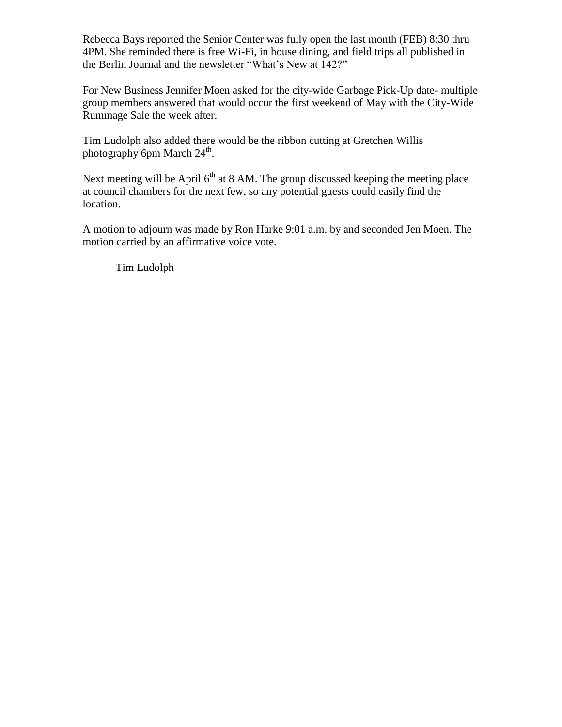Rebecca Bays reported the Senior Center was fully open the last month (FEB) 8:30 thru 4PM. She reminded there is free Wi-Fi, in house dining, and field trips all published in the Berlin Journal and the newsletter “What’s New at 142?”

For New Business Jennifer Moen asked for the city-wide Garbage Pick-Up date- multiple group members answered that would occur the first weekend of May with the City-Wide Rummage Sale the week after.

Tim Ludolph also added there would be the ribbon cutting at Gretchen Willis photography 6pm March 24th.

Next meeting will be April 6th at 8 AM. The group discussed keeping the meeting place at council chambers for the next few, so any potential guests could easily find the location.

A motion to adjourn was made by Ron Harke 9:01 a.m. by and seconded Jen Moen. The motion carried by an affirmative voice vote.

Tim Ludolph